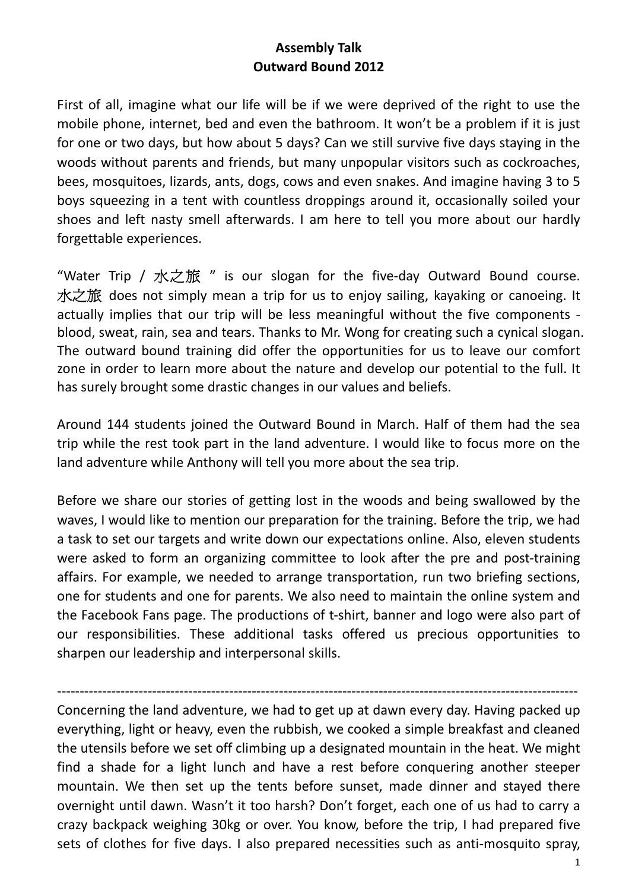**Assembly Talk**
**Outward Bound 2012**

First of all, imagine what our life will be if we were deprived of the right to use the mobile phone, internet, bed and even the bathroom. It won't be a problem if it is just for one or two days, but how about 5 days? Can we still survive five days staying in the woods without parents and friends, but many unpopular visitors such as cockroaches, bees, mosquitoes, lizards, ants, dogs, cows and even snakes. And imagine having 3 to 5 boys squeezing in a tent with countless droppings around it, occasionally soiled your shoes and left nasty smell afterwards. I am here to tell you more about our hardly forgettable experiences.

"Water Trip / 水之旅 " is our slogan for the five-day Outward Bound course. 水之旅 does not simply mean a trip for us to enjoy sailing, kayaking or canoeing. It actually implies that our trip will be less meaningful without the five components - blood, sweat, rain, sea and tears. Thanks to Mr. Wong for creating such a cynical slogan. The outward bound training did offer the opportunities for us to leave our comfort zone in order to learn more about the nature and develop our potential to the full. It has surely brought some drastic changes in our values and beliefs.

Around 144 students joined the Outward Bound in March. Half of them had the sea trip while the rest took part in the land adventure. I would like to focus more on the land adventure while Anthony will tell you more about the sea trip.

Before we share our stories of getting lost in the woods and being swallowed by the waves, I would like to mention our preparation for the training. Before the trip, we had a task to set our targets and write down our expectations online. Also, eleven students were asked to form an organizing committee to look after the pre and post-training affairs. For example, we needed to arrange transportation, run two briefing sections, one for students and one for parents. We also need to maintain the online system and the Facebook Fans page. The productions of t-shirt, banner and logo were also part of our responsibilities. These additional tasks offered us precious opportunities to sharpen our leadership and interpersonal skills.

---

Concerning the land adventure, we had to get up at dawn every day. Having packed up everything, light or heavy, even the rubbish, we cooked a simple breakfast and cleaned the utensils before we set off climbing up a designated mountain in the heat. We might find a shade for a light lunch and have a rest before conquering another steeper mountain. We then set up the tents before sunset, made dinner and stayed there overnight until dawn. Wasn't it too harsh? Don't forget, each one of us had to carry a crazy backpack weighing 30kg or over. You know, before the trip, I had prepared five sets of clothes for five days. I also prepared necessities such as anti-mosquito spray,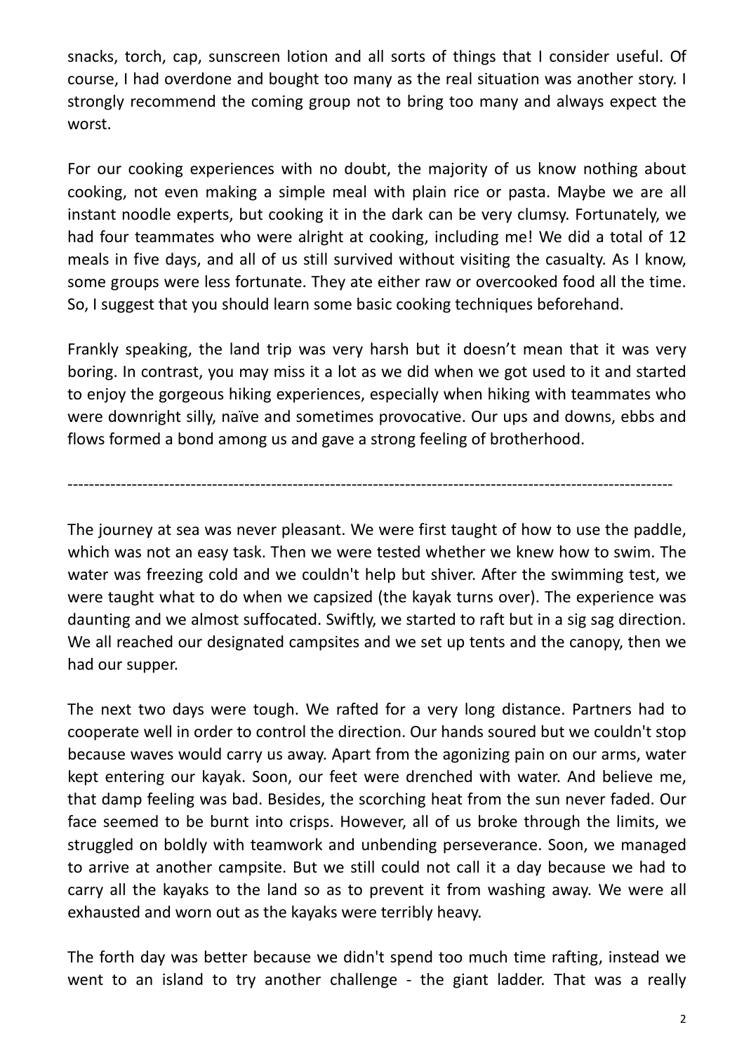snacks, torch, cap, sunscreen lotion and all sorts of things that I consider useful. Of course, I had overdone and bought too many as the real situation was another story. I strongly recommend the coming group not to bring too many and always expect the worst.

For our cooking experiences with no doubt, the majority of us know nothing about cooking, not even making a simple meal with plain rice or pasta. Maybe we are all instant noodle experts, but cooking it in the dark can be very clumsy. Fortunately, we had four teammates who were alright at cooking, including me! We did a total of 12 meals in five days, and all of us still survived without visiting the casualty. As I know, some groups were less fortunate. They ate either raw or overcooked food all the time. So, I suggest that you should learn some basic cooking techniques beforehand.

Frankly speaking, the land trip was very harsh but it doesn't mean that it was very boring. In contrast, you may miss it a lot as we did when we got used to it and started to enjoy the gorgeous hiking experiences, especially when hiking with teammates who were downright silly, naïve and sometimes provocative. Our ups and downs, ebbs and flows formed a bond among us and gave a strong feeling of brotherhood.

---

The journey at sea was never pleasant. We were first taught of how to use the paddle, which was not an easy task. Then we were tested whether we knew how to swim. The water was freezing cold and we couldn't help but shiver. After the swimming test, we were taught what to do when we capsized (the kayak turns over). The experience was daunting and we almost suffocated. Swiftly, we started to raft but in a sig sag direction. We all reached our designated campsites and we set up tents and the canopy, then we had our supper.

The next two days were tough. We rafted for a very long distance. Partners had to cooperate well in order to control the direction. Our hands soured but we couldn't stop because waves would carry us away. Apart from the agonizing pain on our arms, water kept entering our kayak. Soon, our feet were drenched with water. And believe me, that damp feeling was bad. Besides, the scorching heat from the sun never faded. Our face seemed to be burnt into crisps. However, all of us broke through the limits, we struggled on boldly with teamwork and unbending perseverance. Soon, we managed to arrive at another campsite. But we still could not call it a day because we had to carry all the kayaks to the land so as to prevent it from washing away. We were all exhausted and worn out as the kayaks were terribly heavy.

The forth day was better because we didn't spend too much time rafting, instead we went to an island to try another challenge - the giant ladder. That was a really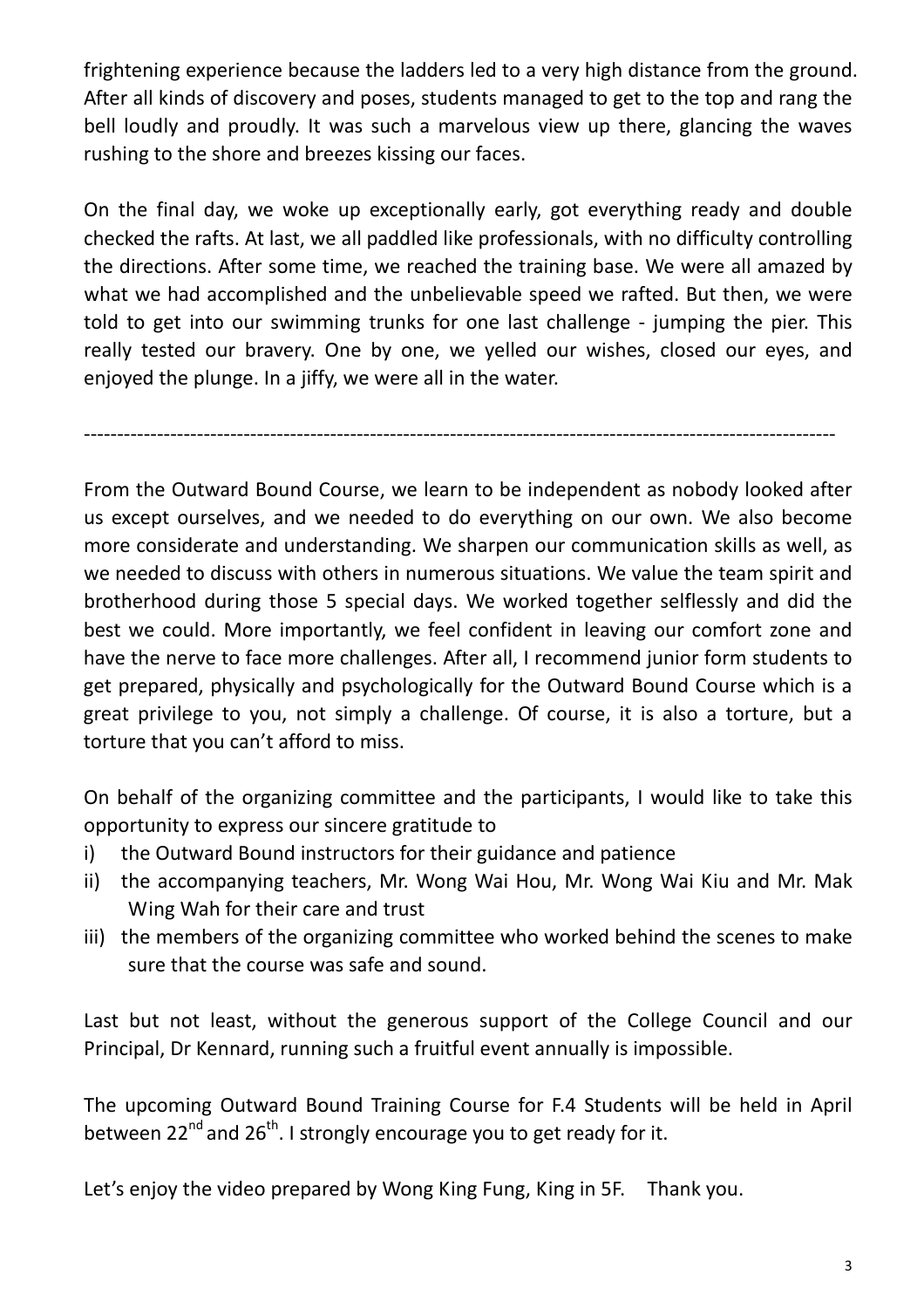frightening experience because the ladders led to a very high distance from the ground. After all kinds of discovery and poses, students managed to get to the top and rang the bell loudly and proudly. It was such a marvelous view up there, glancing the waves rushing to the shore and breezes kissing our faces.

On the final day, we woke up exceptionally early, got everything ready and double checked the rafts. At last, we all paddled like professionals, with no difficulty controlling the directions. After some time, we reached the training base. We were all amazed by what we had accomplished and the unbelievable speed we rafted. But then, we were told to get into our swimming trunks for one last challenge - jumping the pier. This really tested our bravery. One by one, we yelled our wishes, closed our eyes, and enjoyed the plunge. In a jiffy, we were all in the water.

---

From the Outward Bound Course, we learn to be independent as nobody looked after us except ourselves, and we needed to do everything on our own. We also become more considerate and understanding. We sharpen our communication skills as well, as we needed to discuss with others in numerous situations. We value the team spirit and brotherhood during those 5 special days. We worked together selflessly and did the best we could. More importantly, we feel confident in leaving our comfort zone and have the nerve to face more challenges. After all, I recommend junior form students to get prepared, physically and psychologically for the Outward Bound Course which is a great privilege to you, not simply a challenge. Of course, it is also a torture, but a torture that you can't afford to miss.

On behalf of the organizing committee and the participants, I would like to take this opportunity to express our sincere gratitude to

i) the Outward Bound instructors for their guidance and patience
ii) the accompanying teachers, Mr. Wong Wai Hou, Mr. Wong Wai Kiu and Mr. Mak Wing Wah for their care and trust
iii) the members of the organizing committee who worked behind the scenes to make sure that the course was safe and sound.

Last but not least, without the generous support of the College Council and our Principal, Dr Kennard, running such a fruitful event annually is impossible.

The upcoming Outward Bound Training Course for F.4 Students will be held in April between 22nd and 26th. I strongly encourage you to get ready for it.

Let's enjoy the video prepared by Wong King Fung, King in 5F. Thank you.